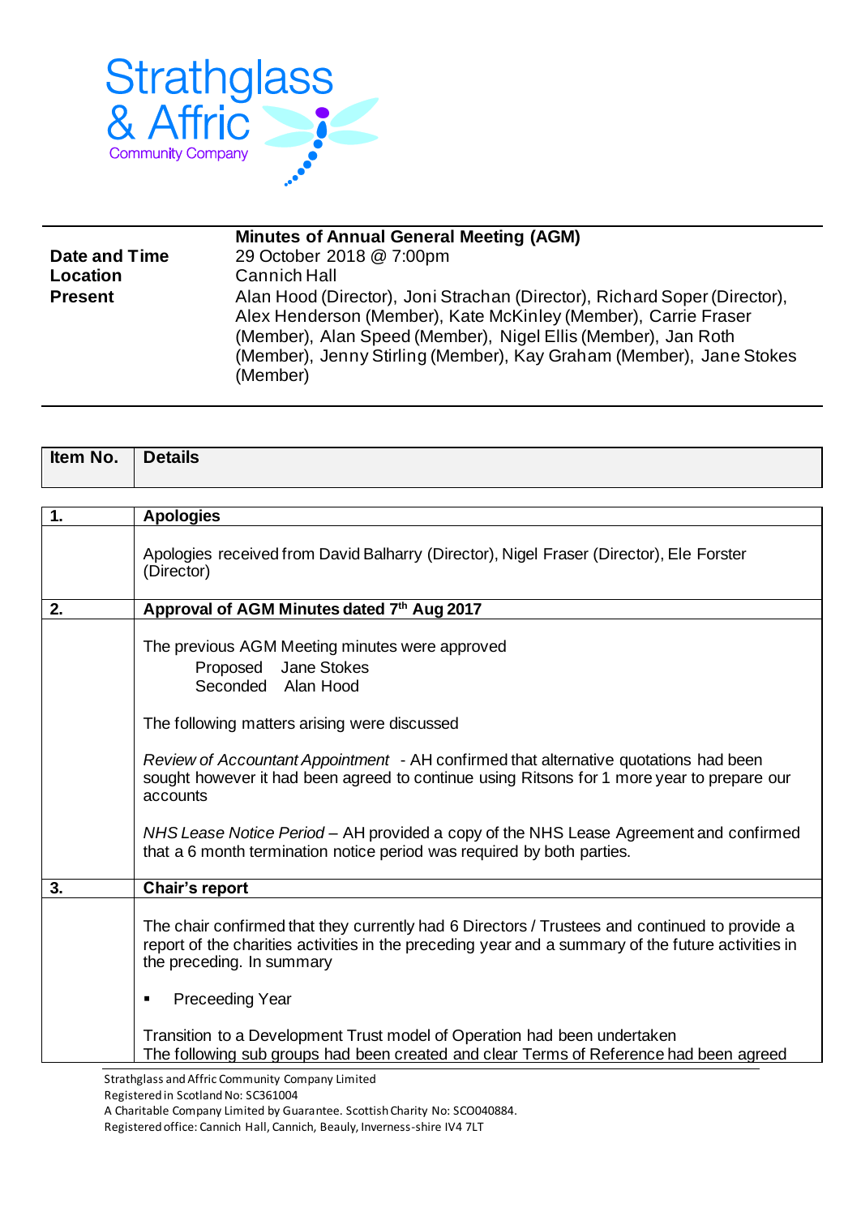Strathglass & Affric
Community Company

| | **Minutes of Annual General Meeting (AGM)** |
|---|---|
| **Date and Time** | 29 October 2018 @ 7:00pm |
| **Location** | Cannich Hall |
| **Present** | Alan Hood (Director), Joni Strachan (Director), Richard Soper (Director), Alex Henderson (Member), Kate McKinley (Member), Carrie Fraser (Member), Alan Speed (Member), Nigel Ellis (Member), Jan Roth (Member), Jenny Stirling (Member), Kay Graham (Member), Jane Stokes (Member) |

| Item No. | Details |
|---|---|
| **1.** | **Apologies** |
| | Apologies received from David Balharry (Director), Nigel Fraser (Director), Ele Forster (Director) |
| **2.** | **Approval of AGM Minutes dated 7th Aug 2017** |
| | The previous AGM Meeting minutes were approved<br>Proposed Jane Stokes<br>Seconded Alan Hood<br><br>The following matters arising were discussed<br><br>*Review of Accountant Appointment* - AH confirmed that alternative quotations had been sought however it had been agreed to continue using Ritsons for 1 more year to prepare our accounts<br><br>*NHS Lease Notice Period* – AH provided a copy of the NHS Lease Agreement and confirmed that a 6 month termination notice period was required by both parties. |
| **3.** | **Chair's report** |
| | The chair confirmed that they currently had 6 Directors / Trustees and continued to provide a report of the charities activities in the preceding year and a summary of the future activities in the preceding. In summary<br><br>▪ Preceeding Year<br><br>Transition to a Development Trust model of Operation had been undertaken<br>The following sub groups had been created and clear Terms of Reference had been agreed |

Strathglass and Affric Community Company Limited
Registered in Scotland No: SC361004
A Charitable Company Limited by Guarantee. Scottish Charity No: SCO040884.
Registered office: Cannich Hall, Cannich, Beauly, Inverness-shire IV4 7LT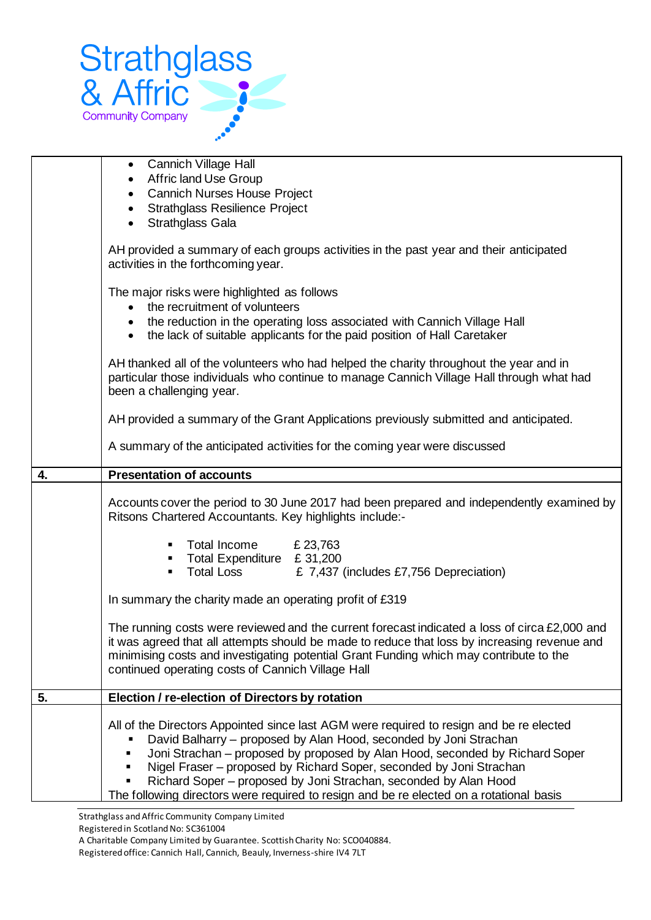Strathglass & Affric Community Company

| | |
|---|---|
| | • Cannich Village Hall<br>• Affric land Use Group<br>• Cannich Nurses House Project<br>• Strathglass Resilience Project<br>• Strathglass Gala<br><br>AH provided a summary of each groups activities in the past year and their anticipated activities in the forthcoming year.<br><br>The major risks were highlighted as follows<br>• the recruitment of volunteers<br>• the reduction in the operating loss associated with Cannich Village Hall<br>• the lack of suitable applicants for the paid position of Hall Caretaker<br><br>AH thanked all of the volunteers who had helped the charity throughout the year and in particular those individuals who continue to manage Cannich Village Hall through what had been a challenging year.<br><br>AH provided a summary of the Grant Applications previously submitted and anticipated.<br><br>A summary of the anticipated activities for the coming year were discussed |
| **4.** | **Presentation of accounts** |
| | Accounts cover the period to 30 June 2017 had been prepared and independently examined by Ritsons Chartered Accountants. Key highlights include:-<br><br>▪ Total Income £ 23,763<br>▪ Total Expenditure £ 31,200<br>▪ Total Loss £ 7,437 (includes £7,756 Depreciation)<br><br>In summary the charity made an operating profit of £319<br><br>The running costs were reviewed and the current forecast indicated a loss of circa £2,000 and it was agreed that all attempts should be made to reduce that loss by increasing revenue and minimising costs and investigating potential Grant Funding which may contribute to the continued operating costs of Cannich Village Hall |
| **5.** | **Election / re-election of Directors by rotation** |
| | All of the Directors Appointed since last AGM were required to resign and be re elected<br>▪ David Balharry – proposed by Alan Hood, seconded by Joni Strachan<br>▪ Joni Strachan – proposed by proposed by Alan Hood, seconded by Richard Soper<br>▪ Nigel Fraser – proposed by Richard Soper, seconded by Joni Strachan<br>▪ Richard Soper – proposed by Joni Strachan, seconded by Alan Hood<br>The following directors were required to resign and be re elected on a rotational basis |

Strathglass and Affric Community Company Limited
Registered in Scotland No: SC361004
A Charitable Company Limited by Guarantee. Scottish Charity No: SCO040884.
Registered office: Cannich Hall, Cannich, Beauly, Inverness-shire IV4 7LT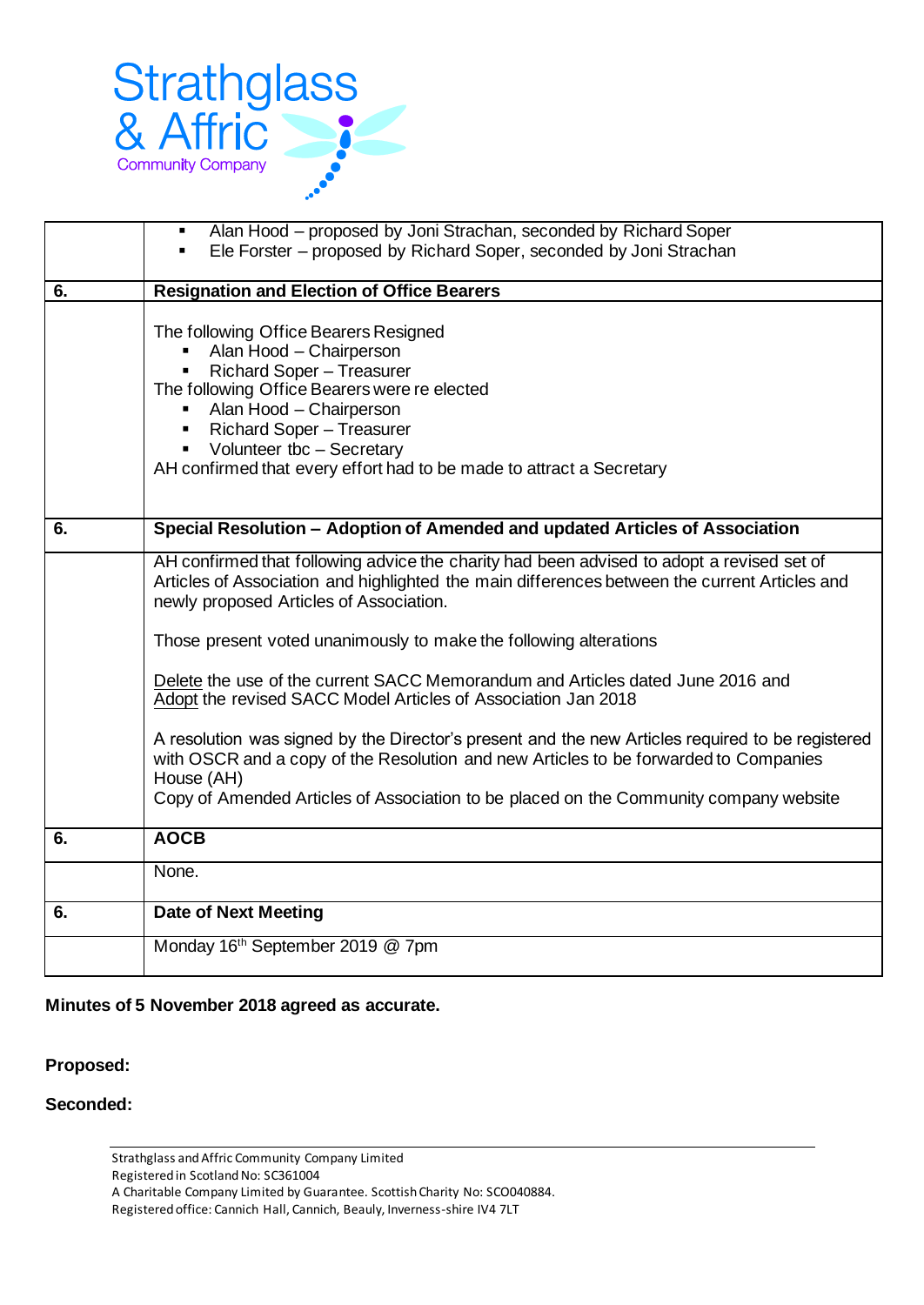Strathglass & Affric Community Company

| | |
|---|---|
| | ▪ Alan Hood – proposed by Joni Strachan, seconded by Richard Soper<br>▪ Ele Forster – proposed by Richard Soper, seconded by Joni Strachan |
| **6.** | **Resignation and Election of Office Bearers** |
| | The following Office Bearers Resigned<br>▪ Alan Hood – Chairperson<br>▪ Richard Soper – Treasurer<br>The following Office Bearers were re elected<br>▪ Alan Hood – Chairperson<br>▪ Richard Soper – Treasurer<br>▪ Volunteer tbc – Secretary<br>AH confirmed that every effort had to be made to attract a Secretary |
| **6.** | **Special Resolution – Adoption of Amended and updated Articles of Association** |
| | AH confirmed that following advice the charity had been advised to adopt a revised set of Articles of Association and highlighted the main differences between the current Articles and newly proposed Articles of Association.<br><br>Those present voted unanimously to make the following alterations<br><br>Delete the use of the current SACC Memorandum and Articles dated June 2016 and Adopt the revised SACC Model Articles of Association Jan 2018<br><br>A resolution was signed by the Director's present and the new Articles required to be registered with OSCR and a copy of the Resolution and new Articles to be forwarded to Companies House (AH)<br>Copy of Amended Articles of Association to be placed on the Community company website |
| **6.** | **AOCB** |
| | None. |
| **6.** | **Date of Next Meeting** |
| | Monday 16th September 2019 @ 7pm |

**Minutes of 5 November 2018 agreed as accurate.**

**Proposed:**

**Seconded:**

Strathglass and Affric Community Company Limited
Registered in Scotland No: SC361004
A Charitable Company Limited by Guarantee. Scottish Charity No: SCO040884.
Registered office: Cannich Hall, Cannich, Beauly, Inverness-shire IV4 7LT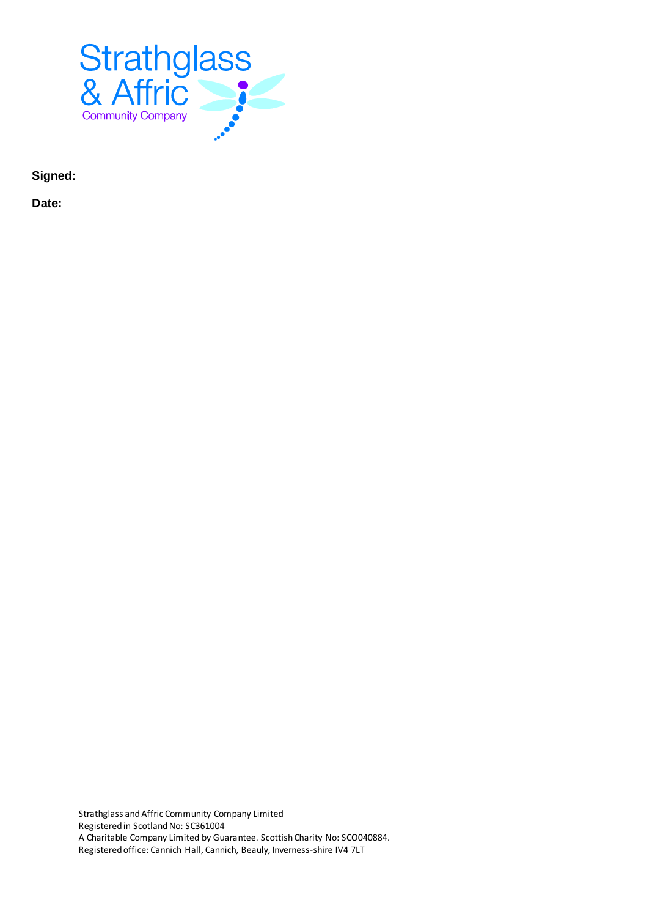**Signed:**

**Date:**